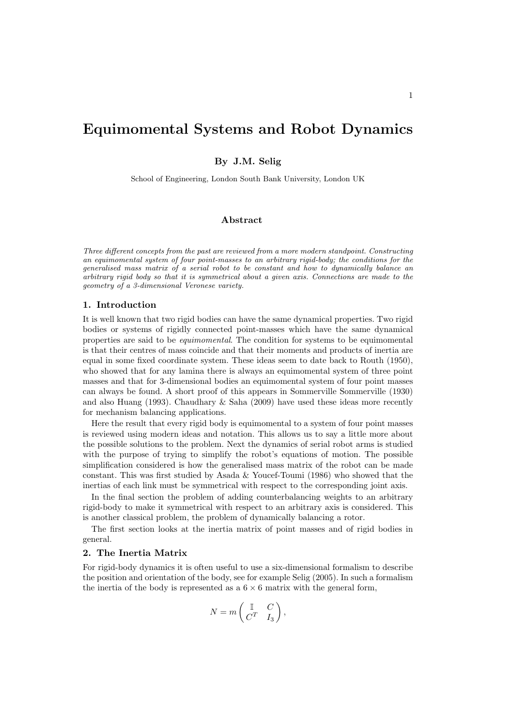# Equimomental Systems and Robot Dynamics

**By J.M. Selig**

School of Engineering, London South Bank University, London UK

### Abstract

*Three different concepts from the past are reviewed from a more modern standpoint. Constructing an equimomental system of four point-masses to an arbitrary rigid-body; the conditions for the generalised mass matrix of a serial robot to be constant and how to dynamically balance an arbitrary rigid body so that it is symmetrical about a given axis. Connections are made to the geometry of a 3-dimensional Veronese variety.*

## 1. Introduction

It is well known that two rigid bodies can have the same dynamical properties. Two rigid bodies or systems of rigidly connected point-masses which have the same dynamical properties are said to be *equimomental*. The condition for systems to be equimomental is that their centres of mass coincide and that their moments and products of inertia are equal in some fixed coordinate system. These ideas seem to date back to Routh (1950), who showed that for any lamina there is always an equimomental system of three point masses and that for 3-dimensional bodies an equimomental system of four point masses can always be found. A short proof of this appears in Sommerville Sommerville (1930) and also Huang (1993). Chaudhary & Saha (2009) have used these ideas more recently for mechanism balancing applications.

Here the result that every rigid body is equimomental to a system of four point masses is reviewed using modern ideas and notation. This allows us to say a little more about the possible solutions to the problem. Next the dynamics of serial robot arms is studied with the purpose of trying to simplify the robot's equations of motion. The possible simplification considered is how the generalised mass matrix of the robot can be made constant. This was first studied by Asada & Youcef-Toumi (1986) who showed that the inertias of each link must be symmetrical with respect to the corresponding joint axis.

In the final section the problem of adding counterbalancing weights to an arbitrary rigid-body to make it symmetrical with respect to an arbitrary axis is considered. This is another classical problem, the problem of dynamically balancing a rotor.

The first section looks at the inertia matrix of point masses and of rigid bodies in general.

## 2. The Inertia Matrix

For rigid-body dynamics it is often useful to use a six-dimensional formalism to describe the position and orientation of the body, see for example Selig (2005). In such a formalism the inertia of the body is represented as a $6 \times 6$ matrix with the general form,

$$N = m \begin{pmatrix} \mathbb{I} & C \\ C^T & I_3 \end{pmatrix},$$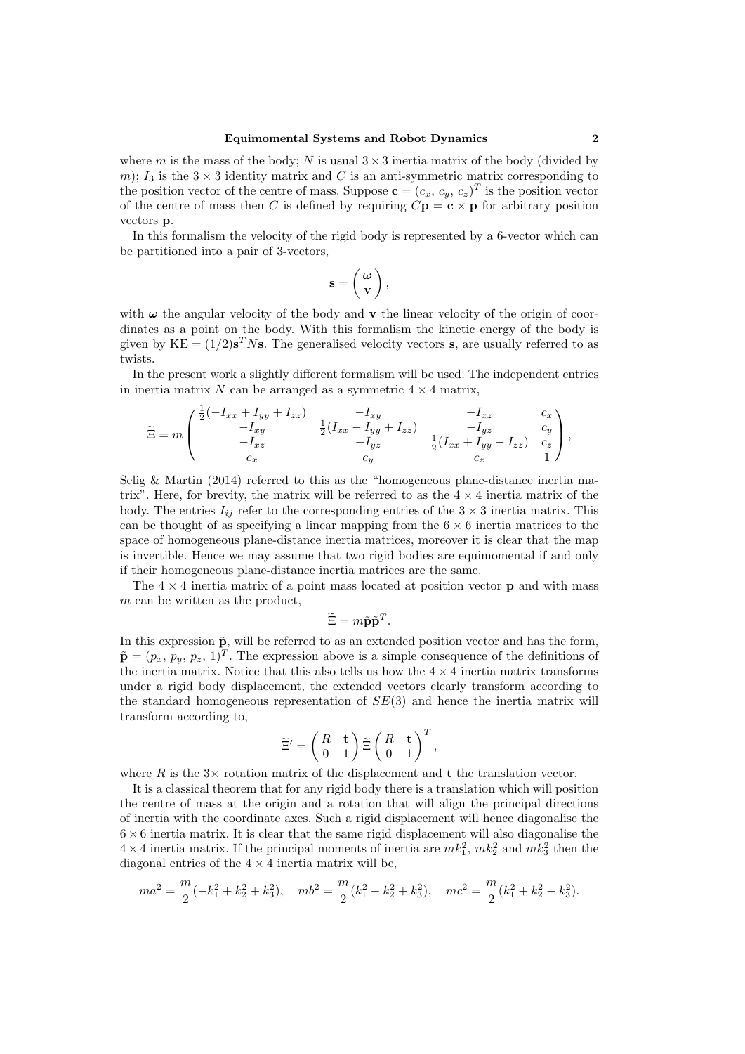where $m$ is the mass of the body; $N$ is usual $3 \times 3$ inertia matrix of the body (divided by $m$); $I_3$ is the $3 \times 3$ identity matrix and $C$ is an anti-symmetric matrix corresponding to the position vector of the centre of mass. Suppose $\mathbf{c} = (c_x, c_y, c_z)^T$ is the position vector of the centre of mass then $C$ is defined by requiring $C\mathbf{p} = \mathbf{c} \times \mathbf{p}$ for arbitrary position vectors $\mathbf{p}$.

In this formalism the velocity of the rigid body is represented by a 6-vector which can be partitioned into a pair of 3-vectors,

$$\mathbf{s} = \begin{pmatrix} \boldsymbol{\omega} \\ \mathbf{v} \end{pmatrix},$$

with $\boldsymbol{\omega}$ the angular velocity of the body and $\mathbf{v}$ the linear velocity of the origin of coordinates as a point on the body. With this formalism the kinetic energy of the body is given by $\mathrm{KE} = (1/2)\mathbf{s}^T N \mathbf{s}$. The generalised velocity vectors $\mathbf{s}$, are usually referred to as twists.

In the present work a slightly different formalism will be used. The independent entries in inertia matrix $N$ can be arranged as a symmetric $4 \times 4$ matrix,

$$\widetilde{\Xi} = m \begin{pmatrix} \frac{1}{2}(-I_{xx} + I_{yy} + I_{zz}) & -I_{xy} & -I_{xz} & c_x \\ -I_{xy} & \frac{1}{2}(I_{xx} - I_{yy} + I_{zz}) & -I_{yz} & c_y \\ -I_{xz} & -I_{yz} & \frac{1}{2}(I_{xx} + I_{yy} - I_{zz}) & c_z \\ c_x & c_y & c_z & 1 \end{pmatrix},$$

Selig & Martin (2014) referred to this as the "homogeneous plane-distance inertia matrix". Here, for brevity, the matrix will be referred to as the $4 \times 4$ inertia matrix of the body. The entries $I_{ij}$ refer to the corresponding entries of the $3 \times 3$ inertia matrix. This can be thought of as specifying a linear mapping from the $6 \times 6$ inertia matrices to the space of homogeneous plane-distance inertia matrices, moreover it is clear that the map is invertible. Hence we may assume that two rigid bodies are equimomental if and only if their homogeneous plane-distance inertia matrices are the same.

The $4 \times 4$ inertia matrix of a point mass located at position vector $\mathbf{p}$ and with mass $m$ can be written as the product,

$$\widetilde{\Xi} = m\tilde{\mathbf{p}}\tilde{\mathbf{p}}^T.$$

In this expression $\tilde{\mathbf{p}}$, will be referred to as an extended position vector and has the form, $\tilde{\mathbf{p}} = (p_x, p_y, p_z, 1)^T$. The expression above is a simple consequence of the definitions of the inertia matrix. Notice that this also tells us how the $4 \times 4$ inertia matrix transforms under a rigid body displacement, the extended vectors clearly transform according to the standard homogeneous representation of $SE(3)$ and hence the inertia matrix will transform according to,

$$\widetilde{\Xi}' = \begin{pmatrix} R & \mathbf{t} \\ 0 & 1 \end{pmatrix} \widetilde{\Xi} \begin{pmatrix} R & \mathbf{t} \\ 0 & 1 \end{pmatrix}^T,$$

where $R$ is the $3\times$ rotation matrix of the displacement and $\mathbf{t}$ the translation vector.

It is a classical theorem that for any rigid body there is a translation which will position the centre of mass at the origin and a rotation that will align the principal directions of inertia with the coordinate axes. Such a rigid displacement will hence diagonalise the $6 \times 6$ inertia matrix. It is clear that the same rigid displacement will also diagonalise the $4 \times 4$ inertia matrix. If the principal moments of inertia are $mk_1^2$, $mk_2^2$ and $mk_3^2$ then the diagonal entries of the $4 \times 4$ inertia matrix will be,

$$ma^2 = \frac{m}{2}(-k_1^2 + k_2^2 + k_3^2), \quad mb^2 = \frac{m}{2}(k_1^2 - k_2^2 + k_3^2), \quad mc^2 = \frac{m}{2}(k_1^2 + k_2^2 - k_3^2).$$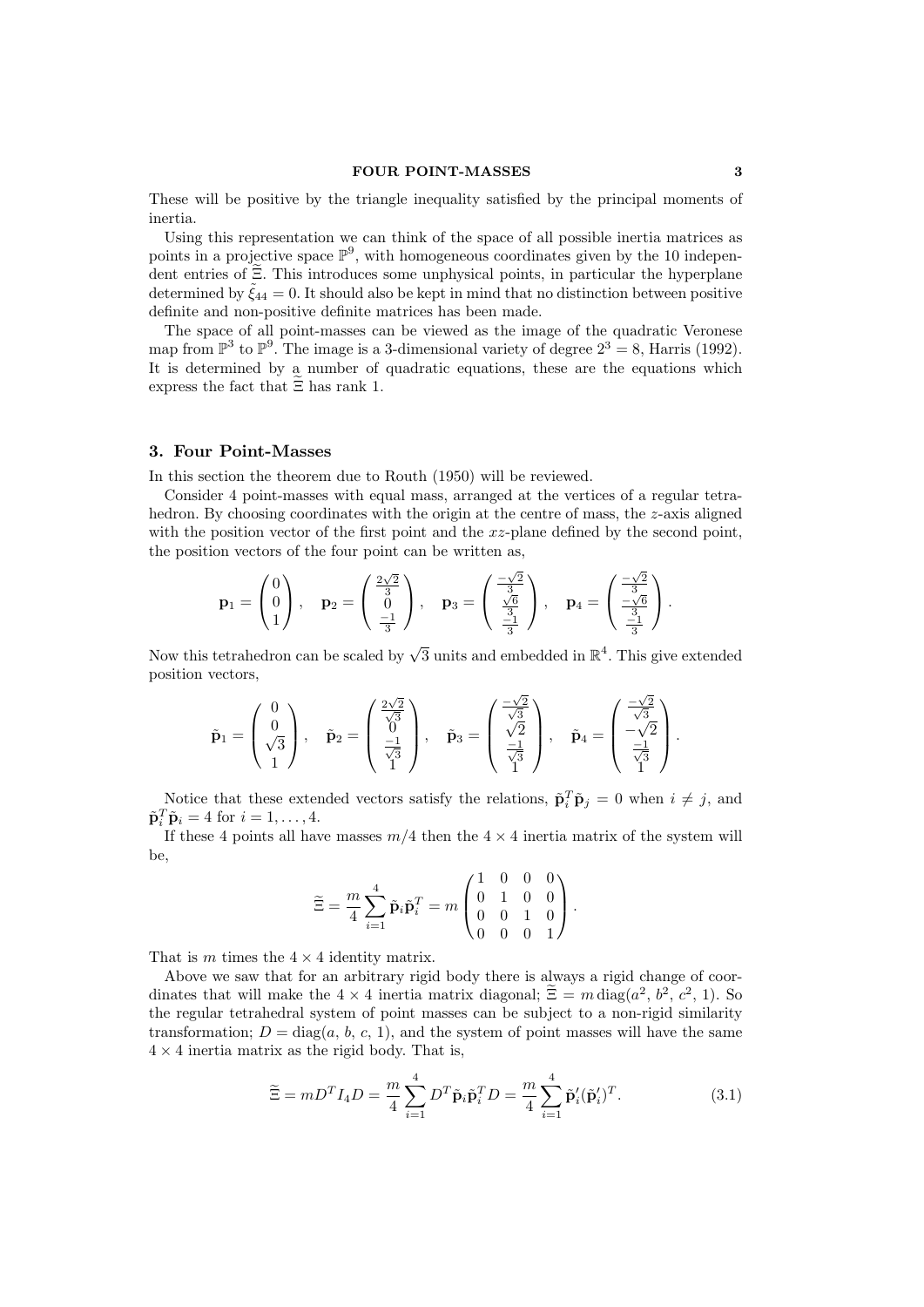These will be positive by the triangle inequality satisfied by the principal moments of inertia.

Using this representation we can think of the space of all possible inertia matrices as points in a projective space $\mathbb{P}^9$, with homogeneous coordinates given by the 10 independent entries of $\widetilde{\Xi}$. This introduces some unphysical points, in particular the hyperplane determined by $\tilde{\xi}_{44} = 0$. It should also be kept in mind that no distinction between positive definite and non-positive definite matrices has been made.

The space of all point-masses can be viewed as the image of the quadratic Veronese map from $\mathbb{P}^3$ to $\mathbb{P}^9$. The image is a 3-dimensional variety of degree $2^3 = 8$, Harris (1992). It is determined by a number of quadratic equations, these are the equations which express the fact that $\widetilde{\Xi}$ has rank 1.

## 3. Four Point-Masses

In this section the theorem due to Routh (1950) will be reviewed.

Consider 4 point-masses with equal mass, arranged at the vertices of a regular tetrahedron. By choosing coordinates with the origin at the centre of mass, the $z$-axis aligned with the position vector of the first point and the $xz$-plane defined by the second point, the position vectors of the four point can be written as,

$$\mathbf{p}_1 = \begin{pmatrix} 0 \\ 0 \\ 1 \end{pmatrix}, \quad \mathbf{p}_2 = \begin{pmatrix} \frac{2\sqrt{2}}{3} \\ 0 \\ \frac{-1}{3} \end{pmatrix}, \quad \mathbf{p}_3 = \begin{pmatrix} \frac{-\sqrt{2}}{3} \\ \frac{\sqrt{6}}{3} \\ \frac{-1}{3} \end{pmatrix}, \quad \mathbf{p}_4 = \begin{pmatrix} \frac{-\sqrt{2}}{3} \\ \frac{-\sqrt{6}}{3} \\ \frac{-1}{3} \end{pmatrix}.$$

Now this tetrahedron can be scaled by $\sqrt{3}$ units and embedded in $\mathbb{R}^4$. This give extended position vectors,

$$\tilde{\mathbf{p}}_1 = \begin{pmatrix} 0 \\ 0 \\ \sqrt{3} \\ 1 \end{pmatrix}, \quad \tilde{\mathbf{p}}_2 = \begin{pmatrix} \frac{2\sqrt{2}}{\sqrt{3}} \\ 0 \\ \frac{-1}{\sqrt{3}} \\ 1 \end{pmatrix}, \quad \tilde{\mathbf{p}}_3 = \begin{pmatrix} \frac{-\sqrt{2}}{\sqrt{3}} \\ \sqrt{2} \\ \frac{-1}{\sqrt{3}} \\ 1 \end{pmatrix}, \quad \tilde{\mathbf{p}}_4 = \begin{pmatrix} \frac{-\sqrt{2}}{\sqrt{3}} \\ -\sqrt{2} \\ \frac{-1}{\sqrt{3}} \\ 1 \end{pmatrix}.$$

Notice that these extended vectors satisfy the relations, $\tilde{\mathbf{p}}_i^T\tilde{\mathbf{p}}_j = 0$ when $i \neq j$, and $\tilde{\mathbf{p}}_i^T\tilde{\mathbf{p}}_i = 4$ for $i = 1, \ldots, 4$.

If these 4 points all have masses $m/4$ then the $4 \times 4$ inertia matrix of the system will be,

$$\widetilde{\Xi} = \frac{m}{4}\sum_{i=1}^{4}\tilde{\mathbf{p}}_i\tilde{\mathbf{p}}_i^T = m\begin{pmatrix} 1 & 0 & 0 & 0 \\ 0 & 1 & 0 & 0 \\ 0 & 0 & 1 & 0 \\ 0 & 0 & 0 & 1 \end{pmatrix}.$$

That is $m$ times the $4 \times 4$ identity matrix.

Above we saw that for an arbitrary rigid body there is always a rigid change of coordinates that will make the $4 \times 4$ inertia matrix diagonal; $\widetilde{\Xi} = m\,\mathrm{diag}(a^2,\, b^2,\, c^2,\, 1)$. So the regular tetrahedral system of point masses can be subject to a non-rigid similarity transformation; $D = \mathrm{diag}(a,\, b,\, c,\, 1)$, and the system of point masses will have the same $4 \times 4$ inertia matrix as the rigid body. That is,

$$\widetilde{\Xi} = mD^T I_4 D = \frac{m}{4}\sum_{i=1}^{4} D^T\tilde{\mathbf{p}}_i\tilde{\mathbf{p}}_i^T D = \frac{m}{4}\sum_{i=1}^{4}\tilde{\mathbf{p}}_i'(\tilde{\mathbf{p}}_i')^T. \tag{3.1}$$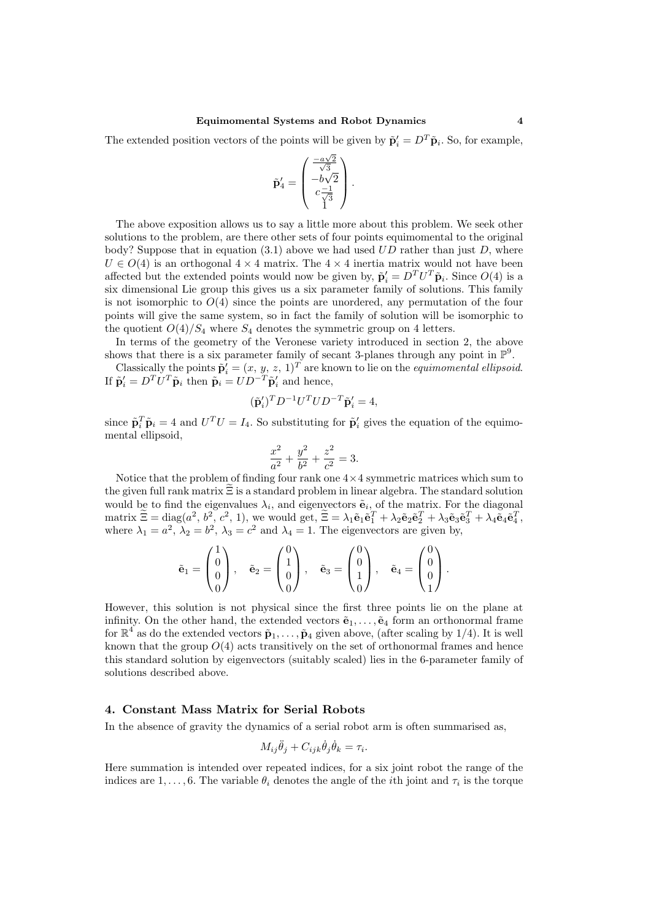The extended position vectors of the points will be given by $\tilde{\mathbf{p}}_i' = D^T\tilde{\mathbf{p}}_i$. So, for example,

$$\tilde{\mathbf{p}}_4' = \begin{pmatrix} \frac{-a\sqrt{2}}{\sqrt{3}} \\ -b\sqrt{2} \\ c\frac{-1}{\sqrt{3}} \\ 1 \end{pmatrix}.$$

The above exposition allows us to say a little more about this problem. We seek other solutions to the problem, are there other sets of four points equimomental to the original body? Suppose that in equation (3.1) above we had used $UD$ rather than just $D$, where $U \in O(4)$ is an orthogonal $4 \times 4$ matrix. The $4 \times 4$ inertia matrix would not have been affected but the extended points would now be given by, $\tilde{\mathbf{p}}_i' = D^T U^T \tilde{\mathbf{p}}_i$. Since $O(4)$ is a six dimensional Lie group this gives us a six parameter family of solutions. This family is not isomorphic to $O(4)$ since the points are unordered, any permutation of the four points will give the same system, so in fact the family of solution will be isomorphic to the quotient $O(4)/S_4$ where $S_4$ denotes the symmetric group on 4 letters.

In terms of the geometry of the Veronese variety introduced in section 2, the above shows that there is a six parameter family of secant 3-planes through any point in $\mathbb{P}^9$.

Classically the points $\tilde{\mathbf{p}}_i' = (x,\, y,\, z,\, 1)^T$ are known to lie on the *equimomental ellipsoid*. If $\tilde{\mathbf{p}}_i' = D^T U^T \tilde{\mathbf{p}}_i$ then $\tilde{\mathbf{p}}_i = UD^{-T}\tilde{\mathbf{p}}_i'$ and hence,

$$(\tilde{\mathbf{p}}_i')^T D^{-1} U^T U D^{-T} \tilde{\mathbf{p}}_i' = 4,$$

since $\tilde{\mathbf{p}}_i^T \tilde{\mathbf{p}}_i = 4$ and $U^T U = I_4$. So substituting for $\tilde{\mathbf{p}}_i'$ gives the equation of the equimomental ellipsoid,

$$\frac{x^2}{a^2} + \frac{y^2}{b^2} + \frac{z^2}{c^2} = 3.$$

Notice that the problem of finding four rank one $4 \times 4$ symmetric matrices which sum to the given full rank matrix $\widetilde{\Xi}$ is a standard problem in linear algebra. The standard solution would be to find the eigenvalues $\lambda_i$, and eigenvectors $\tilde{\mathbf{e}}_i$, of the matrix. For the diagonal matrix $\widetilde{\Xi} = \mathrm{diag}(a^2,\, b^2,\, c^2,\, 1)$, we would get, $\widetilde{\Xi} = \lambda_1 \tilde{\mathbf{e}}_1 \tilde{\mathbf{e}}_1^T + \lambda_2 \tilde{\mathbf{e}}_2 \tilde{\mathbf{e}}_2^T + \lambda_3 \tilde{\mathbf{e}}_3 \tilde{\mathbf{e}}_3^T + \lambda_4 \tilde{\mathbf{e}}_4 \tilde{\mathbf{e}}_4^T$, where $\lambda_1 = a^2$, $\lambda_2 = b^2$, $\lambda_3 = c^2$ and $\lambda_4 = 1$. The eigenvectors are given by,

$$\tilde{\mathbf{e}}_1 = \begin{pmatrix} 1 \\ 0 \\ 0 \\ 0 \end{pmatrix}, \quad \tilde{\mathbf{e}}_2 = \begin{pmatrix} 0 \\ 1 \\ 0 \\ 0 \end{pmatrix}, \quad \tilde{\mathbf{e}}_3 = \begin{pmatrix} 0 \\ 0 \\ 1 \\ 0 \end{pmatrix}, \quad \tilde{\mathbf{e}}_4 = \begin{pmatrix} 0 \\ 0 \\ 0 \\ 1 \end{pmatrix}.$$

However, this solution is not physical since the first three points lie on the plane at infinity. On the other hand, the extended vectors $\tilde{\mathbf{e}}_1, \ldots, \tilde{\mathbf{e}}_4$ form an orthonormal frame for $\mathbb{R}^4$ as do the extended vectors $\tilde{\mathbf{p}}_1, \ldots, \tilde{\mathbf{p}}_4$ given above, (after scaling by 1/4). It is well known that the group $O(4)$ acts transitively on the set of orthonormal frames and hence this standard solution by eigenvectors (suitably scaled) lies in the 6-parameter family of solutions described above.

## 4. Constant Mass Matrix for Serial Robots

In the absence of gravity the dynamics of a serial robot arm is often summarised as,

$$M_{ij}\ddot{\theta}_j + C_{ijk}\dot{\theta}_j\dot{\theta}_k = \tau_i.$$

Here summation is intended over repeated indices, for a six joint robot the range of the indices are $1, \ldots, 6$. The variable $\theta_i$ denotes the angle of the $i$th joint and $\tau_i$ is the torque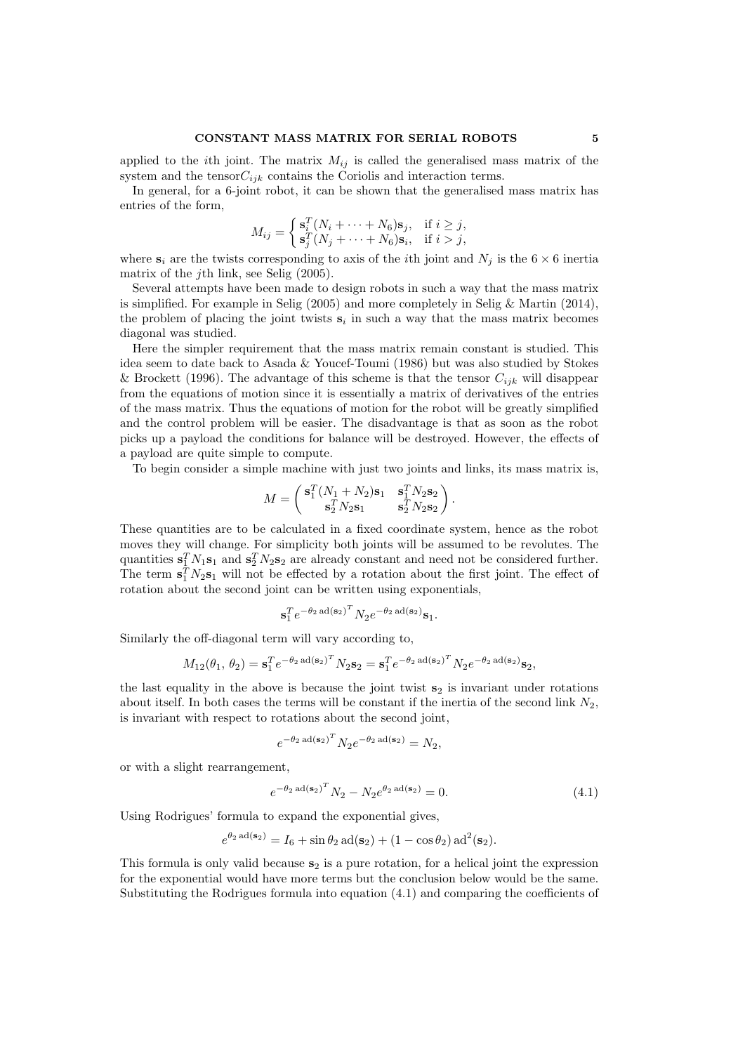applied to the $i$th joint. The matrix $M_{ij}$ is called the generalised mass matrix of the system and the tensor$C_{ijk}$ contains the Coriolis and interaction terms.

In general, for a 6-joint robot, it can be shown that the generalised mass matrix has entries of the form,

$$M_{ij} = \begin{cases} \mathbf{s}_i^T(N_i + \cdots + N_6)\mathbf{s}_j, & \text{if } i \geq j, \\ \mathbf{s}_j^T(N_j + \cdots + N_6)\mathbf{s}_i, & \text{if } i > j, \end{cases}$$

where $\mathbf{s}_i$ are the twists corresponding to axis of the $i$th joint and $N_j$ is the $6 \times 6$ inertia matrix of the $j$th link, see Selig (2005).

Several attempts have been made to design robots in such a way that the mass matrix is simplified. For example in Selig (2005) and more completely in Selig & Martin (2014), the problem of placing the joint twists $\mathbf{s}_i$ in such a way that the mass matrix becomes diagonal was studied.

Here the simpler requirement that the mass matrix remain constant is studied. This idea seem to date back to Asada & Youcef-Toumi (1986) but was also studied by Stokes & Brockett (1996). The advantage of this scheme is that the tensor $C_{ijk}$ will disappear from the equations of motion since it is essentially a matrix of derivatives of the entries of the mass matrix. Thus the equations of motion for the robot will be greatly simplified and the control problem will be easier. The disadvantage is that as soon as the robot picks up a payload the conditions for balance will be destroyed. However, the effects of a payload are quite simple to compute.

To begin consider a simple machine with just two joints and links, its mass matrix is,

$$M = \begin{pmatrix} \mathbf{s}_1^T(N_1 + N_2)\mathbf{s}_1 & \mathbf{s}_1^T N_2 \mathbf{s}_2 \\ \mathbf{s}_2^T N_2 \mathbf{s}_1 & \mathbf{s}_2^T N_2 \mathbf{s}_2 \end{pmatrix}.$$

These quantities are to be calculated in a fixed coordinate system, hence as the robot moves they will change. For simplicity both joints will be assumed to be revolutes. The quantities $\mathbf{s}_1^T N_1 \mathbf{s}_1$ and $\mathbf{s}_2^T N_2 \mathbf{s}_2$ are already constant and need not be considered further. The term $\mathbf{s}_1^T N_2 \mathbf{s}_1$ will not be effected by a rotation about the first joint. The effect of rotation about the second joint can be written using exponentials,

$$\mathbf{s}_1^T e^{-\theta_2 \operatorname{ad}(\mathbf{s}_2)^T} N_2 e^{-\theta_2 \operatorname{ad}(\mathbf{s}_2)} \mathbf{s}_1.$$

Similarly the off-diagonal term will vary according to,

$$M_{12}(\theta_1, \theta_2) = \mathbf{s}_1^T e^{-\theta_2 \operatorname{ad}(\mathbf{s}_2)^T} N_2 \mathbf{s}_2 = \mathbf{s}_1^T e^{-\theta_2 \operatorname{ad}(\mathbf{s}_2)^T} N_2 e^{-\theta_2 \operatorname{ad}(\mathbf{s}_2)} \mathbf{s}_2,$$

the last equality in the above is because the joint twist $\mathbf{s}_2$ is invariant under rotations about itself. In both cases the terms will be constant if the inertia of the second link $N_2$, is invariant with respect to rotations about the second joint,

$$e^{-\theta_2 \operatorname{ad}(\mathbf{s}_2)^T} N_2 e^{-\theta_2 \operatorname{ad}(\mathbf{s}_2)} = N_2,$$

or with a slight rearrangement,

$$e^{-\theta_2 \operatorname{ad}(\mathbf{s}_2)^T} N_2 - N_2 e^{\theta_2 \operatorname{ad}(\mathbf{s}_2)} = 0. \tag{4.1}$$

Using Rodrigues' formula to expand the exponential gives,

$$e^{\theta_2 \operatorname{ad}(\mathbf{s}_2)} = I_6 + \sin\theta_2 \operatorname{ad}(\mathbf{s}_2) + (1 - \cos\theta_2)\operatorname{ad}^2(\mathbf{s}_2).$$

This formula is only valid because $\mathbf{s}_2$ is a pure rotation, for a helical joint the expression for the exponential would have more terms but the conclusion below would be the same. Substituting the Rodrigues formula into equation (4.1) and comparing the coefficients of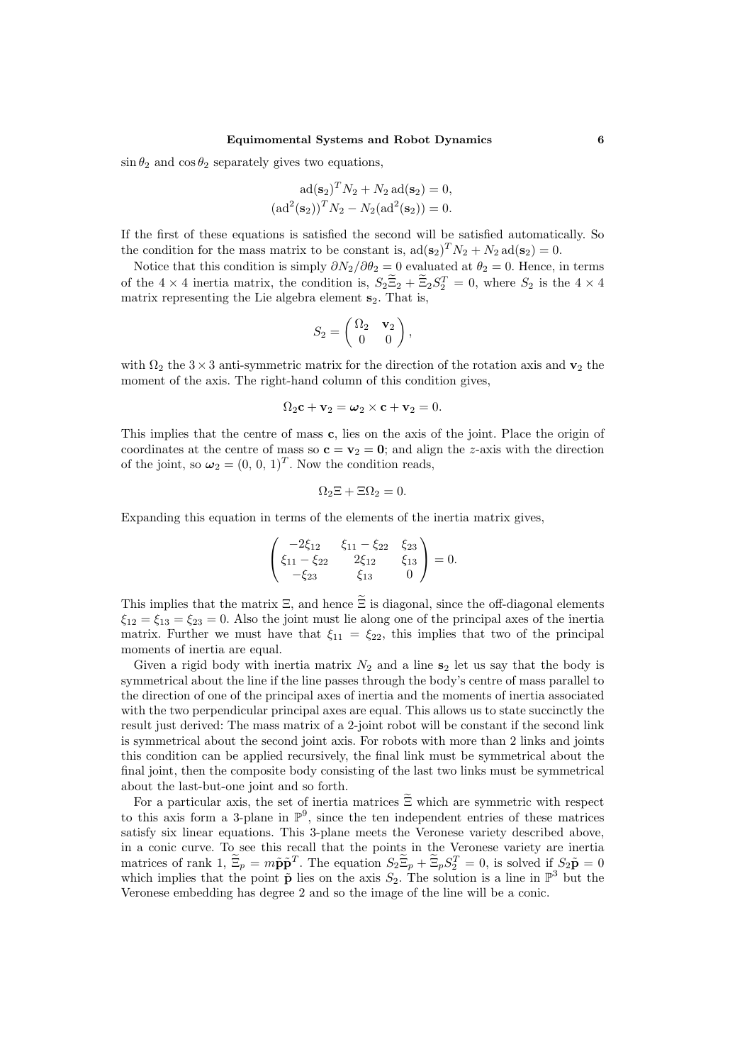$\sin\theta_2$ and $\cos\theta_2$ separately gives two equations,

$$\mathrm{ad}(\mathbf{s}_2)^T N_2 + N_2\,\mathrm{ad}(\mathbf{s}_2) = 0,$$
$$(\mathrm{ad}^2(\mathbf{s}_2))^T N_2 - N_2(\mathrm{ad}^2(\mathbf{s}_2)) = 0.$$

If the first of these equations is satisfied the second will be satisfied automatically. So the condition for the mass matrix to be constant is, $\mathrm{ad}(\mathbf{s}_2)^T N_2 + N_2\,\mathrm{ad}(\mathbf{s}_2) = 0$.

Notice that this condition is simply $\partial N_2/\partial\theta_2 = 0$ evaluated at $\theta_2 = 0$. Hence, in terms of the $4\times 4$ inertia matrix, the condition is, $S_2\widetilde{\Xi}_2 + \widetilde{\Xi}_2 S_2^T = 0$, where $S_2$ is the $4\times 4$ matrix representing the Lie algebra element $\mathbf{s}_2$. That is,

$$S_2 = \begin{pmatrix} \Omega_2 & \mathbf{v}_2 \\ 0 & 0 \end{pmatrix},$$

with $\Omega_2$ the $3\times 3$ anti-symmetric matrix for the direction of the rotation axis and $\mathbf{v}_2$ the moment of the axis. The right-hand column of this condition gives,

$$\Omega_2\mathbf{c} + \mathbf{v}_2 = \boldsymbol{\omega}_2 \times \mathbf{c} + \mathbf{v}_2 = 0.$$

This implies that the centre of mass $\mathbf{c}$, lies on the axis of the joint. Place the origin of coordinates at the centre of mass so $\mathbf{c} = \mathbf{v}_2 = \mathbf{0}$; and align the $z$-axis with the direction of the joint, so $\boldsymbol{\omega}_2 = (0,\,0,\,1)^T$. Now the condition reads,

$$\Omega_2\Xi + \Xi\Omega_2 = 0.$$

Expanding this equation in terms of the elements of the inertia matrix gives,

$$\begin{pmatrix} -2\xi_{12} & \xi_{11}-\xi_{22} & \xi_{23} \\ \xi_{11}-\xi_{22} & 2\xi_{12} & \xi_{13} \\ -\xi_{23} & \xi_{13} & 0 \end{pmatrix} = 0.$$

This implies that the matrix $\Xi$, and hence $\widetilde{\Xi}$ is diagonal, since the off-diagonal elements $\xi_{12} = \xi_{13} = \xi_{23} = 0$. Also the joint must lie along one of the principal axes of the inertia matrix. Further we must have that $\xi_{11} = \xi_{22}$, this implies that two of the principal moments of inertia are equal.

Given a rigid body with inertia matrix $N_2$ and a line $\mathbf{s}_2$ let us say that the body is symmetrical about the line if the line passes through the body's centre of mass parallel to the direction of one of the principal axes of inertia and the moments of inertia associated with the two perpendicular principal axes are equal. This allows us to state succinctly the result just derived: The mass matrix of a 2-joint robot will be constant if the second link is symmetrical about the second joint axis. For robots with more than 2 links and joints this condition can be applied recursively, the final link must be symmetrical about the final joint, then the composite body consisting of the last two links must be symmetrical about the last-but-one joint and so forth.

For a particular axis, the set of inertia matrices $\widetilde{\Xi}$ which are symmetric with respect to this axis form a 3-plane in $\mathbb{P}^9$, since the ten independent entries of these matrices satisfy six linear equations. This 3-plane meets the Veronese variety described above, in a conic curve. To see this recall that the points in the Veronese variety are inertia matrices of rank 1, $\widetilde{\Xi}_p = m\tilde{\mathbf{p}}\tilde{\mathbf{p}}^T$. The equation $S_2\widetilde{\Xi}_p + \widetilde{\Xi}_p S_2^T = 0$, is solved if $S_2\tilde{\mathbf{p}} = 0$ which implies that the point $\tilde{\mathbf{p}}$ lies on the axis $S_2$. The solution is a line in $\mathbb{P}^3$ but the Veronese embedding has degree 2 and so the image of the line will be a conic.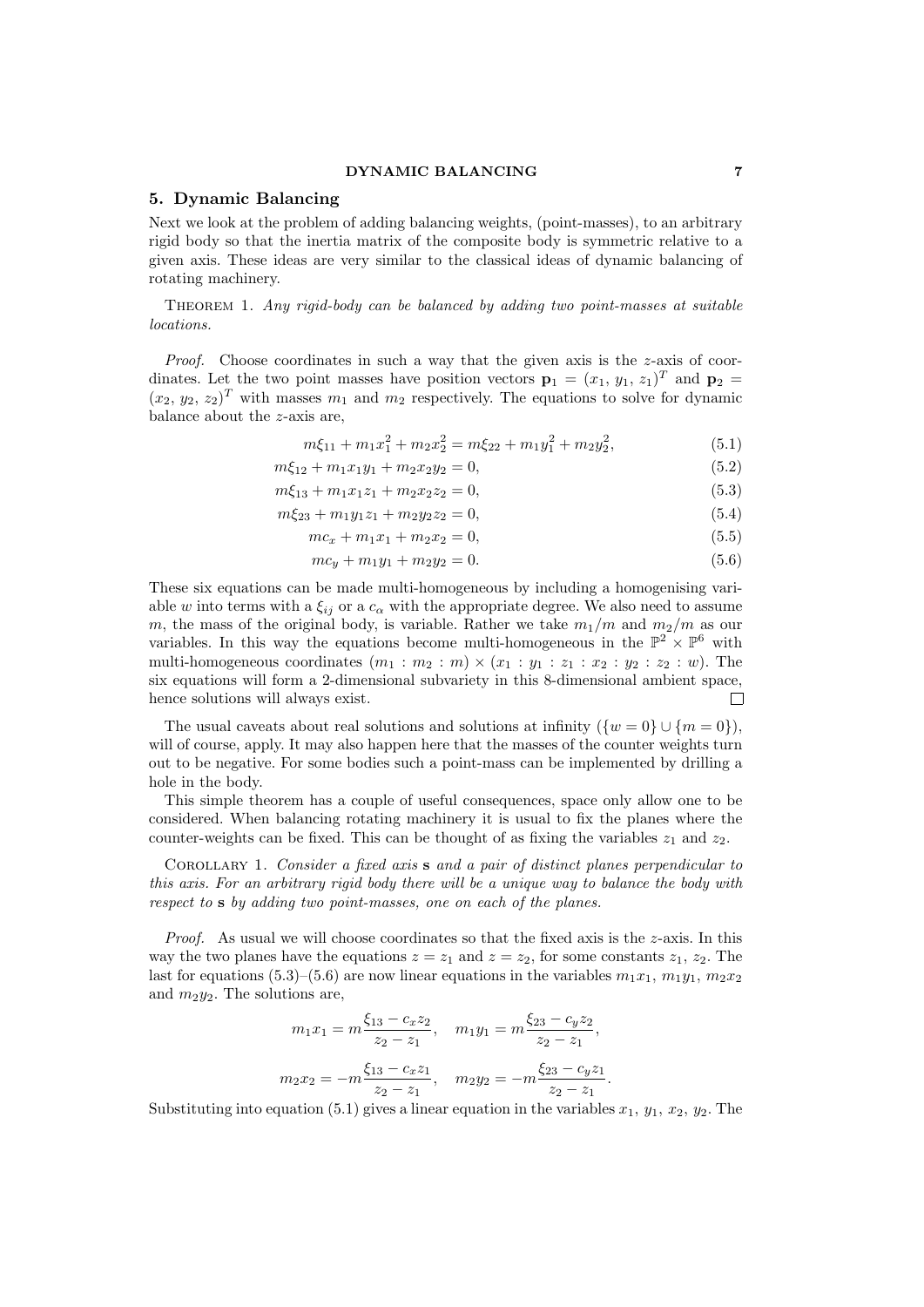## 5. Dynamic Balancing

Next we look at the problem of adding balancing weights, (point-masses), to an arbitrary rigid body so that the inertia matrix of the composite body is symmetric relative to a given axis. These ideas are very similar to the classical ideas of dynamic balancing of rotating machinery.

Theorem 1. *Any rigid-body can be balanced by adding two point-masses at suitable locations.*

*Proof.* Choose coordinates in such a way that the given axis is the $z$-axis of coordinates. Let the two point masses have position vectors $\mathbf{p}_1 = (x_1, y_1, z_1)^T$ and $\mathbf{p}_2 = (x_2, y_2, z_2)^T$ with masses $m_1$ and $m_2$ respectively. The equations to solve for dynamic balance about the $z$-axis are,

$$m\xi_{11} + m_1x_1^2 + m_2x_2^2 = m\xi_{22} + m_1y_1^2 + m_2y_2^2, \tag{5.1}$$

$$m\xi_{12} + m_1x_1y_1 + m_2x_2y_2 = 0, \tag{5.2}$$

$$m\xi_{13} + m_1x_1z_1 + m_2x_2z_2 = 0, \tag{5.3}$$

$$m\xi_{23} + m_1y_1z_1 + m_2y_2z_2 = 0, \tag{5.4}$$

$$mc_x + m_1x_1 + m_2x_2 = 0, \tag{5.5}$$

$$mc_y + m_1y_1 + m_2y_2 = 0. \tag{5.6}$$

These six equations can be made multi-homogeneous by including a homogenising variable $w$ into terms with a $\xi_{ij}$ or a $c_\alpha$ with the appropriate degree. We also need to assume $m$, the mass of the original body, is variable. Rather we take $m_1/m$ and $m_2/m$ as our variables. In this way the equations become multi-homogeneous in the $\mathbb{P}^2 \times \mathbb{P}^6$ with multi-homogeneous coordinates $(m_1 : m_2 : m) \times (x_1 : y_1 : z_1 : x_2 : y_2 : z_2 : w)$. The six equations will form a 2-dimensional subvariety in this 8-dimensional ambient space, hence solutions will always exist. □

The usual caveats about real solutions and solutions at infinity ($\{w = 0\} \cup \{m = 0\}$), will of course, apply. It may also happen here that the masses of the counter weights turn out to be negative. For some bodies such a point-mass can be implemented by drilling a hole in the body.

This simple theorem has a couple of useful consequences, space only allow one to be considered. When balancing rotating machinery it is usual to fix the planes where the counter-weights can be fixed. This can be thought of as fixing the variables $z_1$ and $z_2$.

Corollary 1. *Consider a fixed axis* $\mathbf{s}$ *and a pair of distinct planes perpendicular to this axis. For an arbitrary rigid body there will be a unique way to balance the body with respect to* $\mathbf{s}$ *by adding two point-masses, one on each of the planes.*

*Proof.* As usual we will choose coordinates so that the fixed axis is the $z$-axis. In this way the two planes have the equations $z = z_1$ and $z = z_2$, for some constants $z_1$, $z_2$. The last for equations (5.3)–(5.6) are now linear equations in the variables $m_1x_1$, $m_1y_1$, $m_2x_2$ and $m_2y_2$. The solutions are,

$$m_1x_1 = m\frac{\xi_{13} - c_xz_2}{z_2 - z_1}, \quad m_1y_1 = m\frac{\xi_{23} - c_yz_2}{z_2 - z_1},$$

$$m_2x_2 = -m\frac{\xi_{13} - c_xz_1}{z_2 - z_1}, \quad m_2y_2 = -m\frac{\xi_{23} - c_yz_1}{z_2 - z_1}.$$

Substituting into equation (5.1) gives a linear equation in the variables $x_1$, $y_1$, $x_2$, $y_2$. The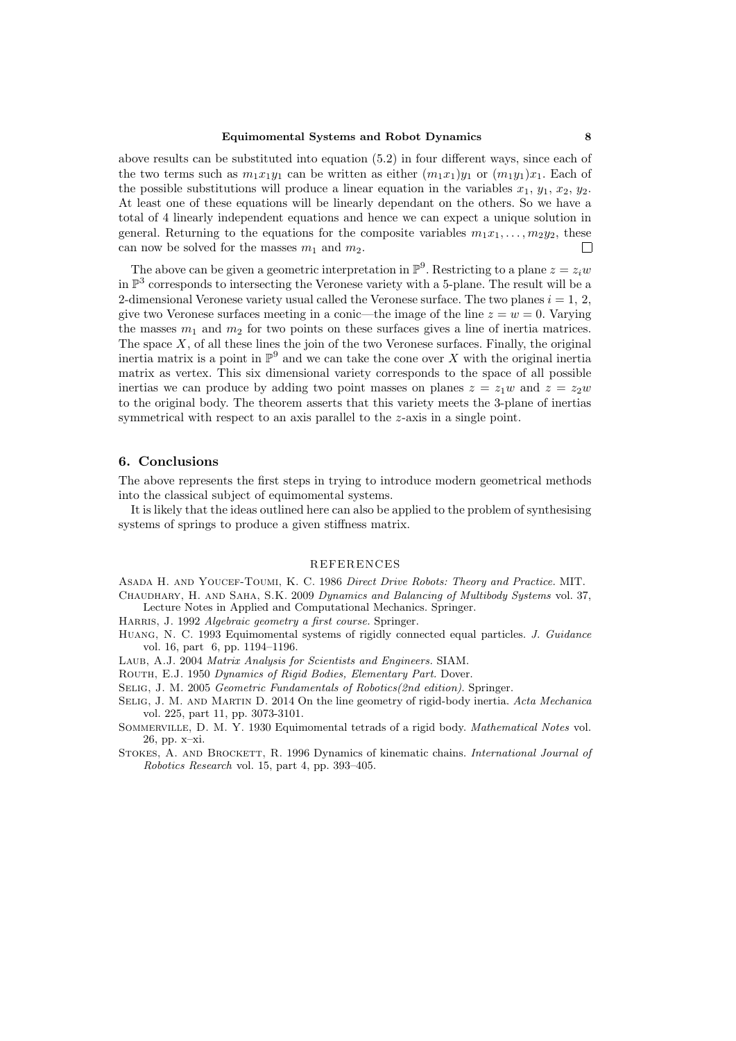above results can be substituted into equation (5.2) in four different ways, since each of the two terms such as $m_1x_1y_1$ can be written as either $(m_1x_1)y_1$ or $(m_1y_1)x_1$. Each of the possible substitutions will produce a linear equation in the variables $x_1$, $y_1$, $x_2$, $y_2$. At least one of these equations will be linearly dependant on the others. So we have a total of 4 linearly independent equations and hence we can expect a unique solution in general. Returning to the equations for the composite variables $m_1x_1, \dots, m_2y_2$, these can now be solved for the masses $m_1$ and $m_2$. □

The above can be given a geometric interpretation in $\mathbb{P}^9$. Restricting to a plane $z = z_iw$ in $\mathbb{P}^3$ corresponds to intersecting the Veronese variety with a 5-plane. The result will be a 2-dimensional Veronese variety usual called the Veronese surface. The two planes $i = 1, 2$, give two Veronese surfaces meeting in a conic—the image of the line $z = w = 0$. Varying the masses $m_1$ and $m_2$ for two points on these surfaces gives a line of inertia matrices. The space $X$, of all these lines the join of the two Veronese surfaces. Finally, the original inertia matrix is a point in $\mathbb{P}^9$ and we can take the cone over $X$ with the original inertia matrix as vertex. This six dimensional variety corresponds to the space of all possible inertias we can produce by adding two point masses on planes $z = z_1w$ and $z = z_2w$ to the original body. The theorem asserts that this variety meets the 3-plane of inertias symmetrical with respect to an axis parallel to the $z$-axis in a single point.

## 6. Conclusions

The above represents the first steps in trying to introduce modern geometrical methods into the classical subject of equimomental systems.

It is likely that the ideas outlined here can also be applied to the problem of synthesising systems of springs to produce a given stiffness matrix.

### REFERENCES

Asada H. and Youcef-Toumi, K. C. 1986 *Direct Drive Robots: Theory and Practice.* MIT.

Chaudhary, H. and Saha, S.K. 2009 *Dynamics and Balancing of Multibody Systems* vol. 37, Lecture Notes in Applied and Computational Mechanics. Springer.

Harris, J. 1992 *Algebraic geometry a first course.* Springer.

Huang, N. C. 1993 Equimomental systems of rigidly connected equal particles. *J. Guidance* vol. 16, part 6, pp. 1194–1196.

Laub, A.J. 2004 *Matrix Analysis for Scientists and Engineers.* SIAM.

Routh, E.J. 1950 *Dynamics of Rigid Bodies, Elementary Part.* Dover.

Selig, J. M. 2005 *Geometric Fundamentals of Robotics(2nd edition).* Springer.

Selig, J. M. and Martin D. 2014 On the line geometry of rigid-body inertia. *Acta Mechanica* vol. 225, part 11, pp. 3073-3101.

Sommerville, D. M. Y. 1930 Equimomental tetrads of a rigid body. *Mathematical Notes* vol. 26, pp. x–xi.

Stokes, A. and Brockett, R. 1996 Dynamics of kinematic chains. *International Journal of Robotics Research* vol. 15, part 4, pp. 393–405.